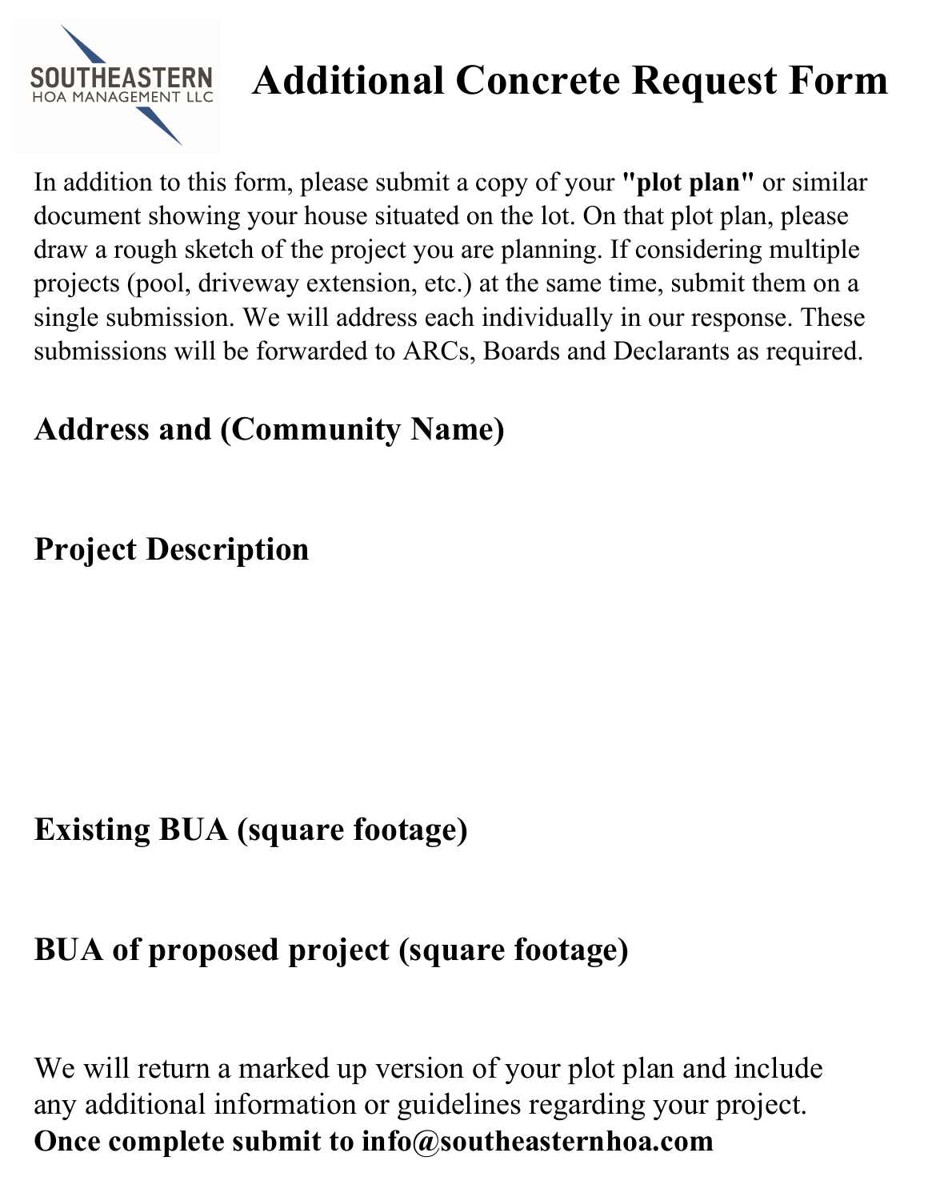SOUTHEASTERN
HOA MANAGEMENT LLC

# Additional Concrete Request Form

In addition to this form, please submit a copy of your **"plot plan"** or similar document showing your house situated on the lot. On that plot plan, please draw a rough sketch of the project you are planning. If considering multiple projects (pool, driveway extension, etc.) at the same time, submit them on a single submission. We will address each individually in our response. These submissions will be forwarded to ARCs, Boards and Declarants as required.

## Address and (Community Name)

## Project Description

## Existing BUA (square footage)

## BUA of proposed project (square footage)

We will return a marked up version of your plot plan and include any additional information or guidelines regarding your project.

**Once complete submit to info@southeasternhoa.com**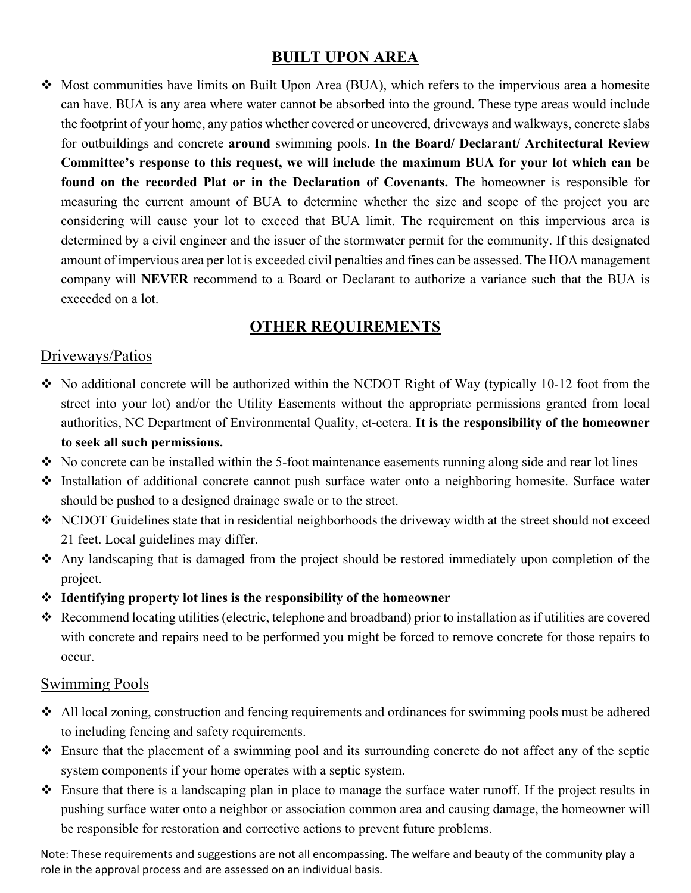## BUILT UPON AREA

- Most communities have limits on Built Upon Area (BUA), which refers to the impervious area a homesite can have. BUA is any area where water cannot be absorbed into the ground. These type areas would include the footprint of your home, any patios whether covered or uncovered, driveways and walkways, concrete slabs for outbuildings and concrete **around** swimming pools. **In the Board/ Declarant/ Architectural Review Committee's response to this request, we will include the maximum BUA for your lot which can be found on the recorded Plat or in the Declaration of Covenants.** The homeowner is responsible for measuring the current amount of BUA to determine whether the size and scope of the project you are considering will cause your lot to exceed that BUA limit. The requirement on this impervious area is determined by a civil engineer and the issuer of the stormwater permit for the community. If this designated amount of impervious area per lot is exceeded civil penalties and fines can be assessed. The HOA management company will **NEVER** recommend to a Board or Declarant to authorize a variance such that the BUA is exceeded on a lot.

## OTHER REQUIREMENTS

### Driveways/Patios

- No additional concrete will be authorized within the NCDOT Right of Way (typically 10-12 foot from the street into your lot) and/or the Utility Easements without the appropriate permissions granted from local authorities, NC Department of Environmental Quality, et-cetera. **It is the responsibility of the homeowner to seek all such permissions.**
- No concrete can be installed within the 5-foot maintenance easements running along side and rear lot lines
- Installation of additional concrete cannot push surface water onto a neighboring homesite. Surface water should be pushed to a designed drainage swale or to the street.
- NCDOT Guidelines state that in residential neighborhoods the driveway width at the street should not exceed 21 feet. Local guidelines may differ.
- Any landscaping that is damaged from the project should be restored immediately upon completion of the project.
- **Identifying property lot lines is the responsibility of the homeowner**
- Recommend locating utilities (electric, telephone and broadband) prior to installation as if utilities are covered with concrete and repairs need to be performed you might be forced to remove concrete for those repairs to occur.

### Swimming Pools

- All local zoning, construction and fencing requirements and ordinances for swimming pools must be adhered to including fencing and safety requirements.
- Ensure that the placement of a swimming pool and its surrounding concrete do not affect any of the septic system components if your home operates with a septic system.
- Ensure that there is a landscaping plan in place to manage the surface water runoff. If the project results in pushing surface water onto a neighbor or association common area and causing damage, the homeowner will be responsible for restoration and corrective actions to prevent future problems.

Note: These requirements and suggestions are not all encompassing. The welfare and beauty of the community play a role in the approval process and are assessed on an individual basis.